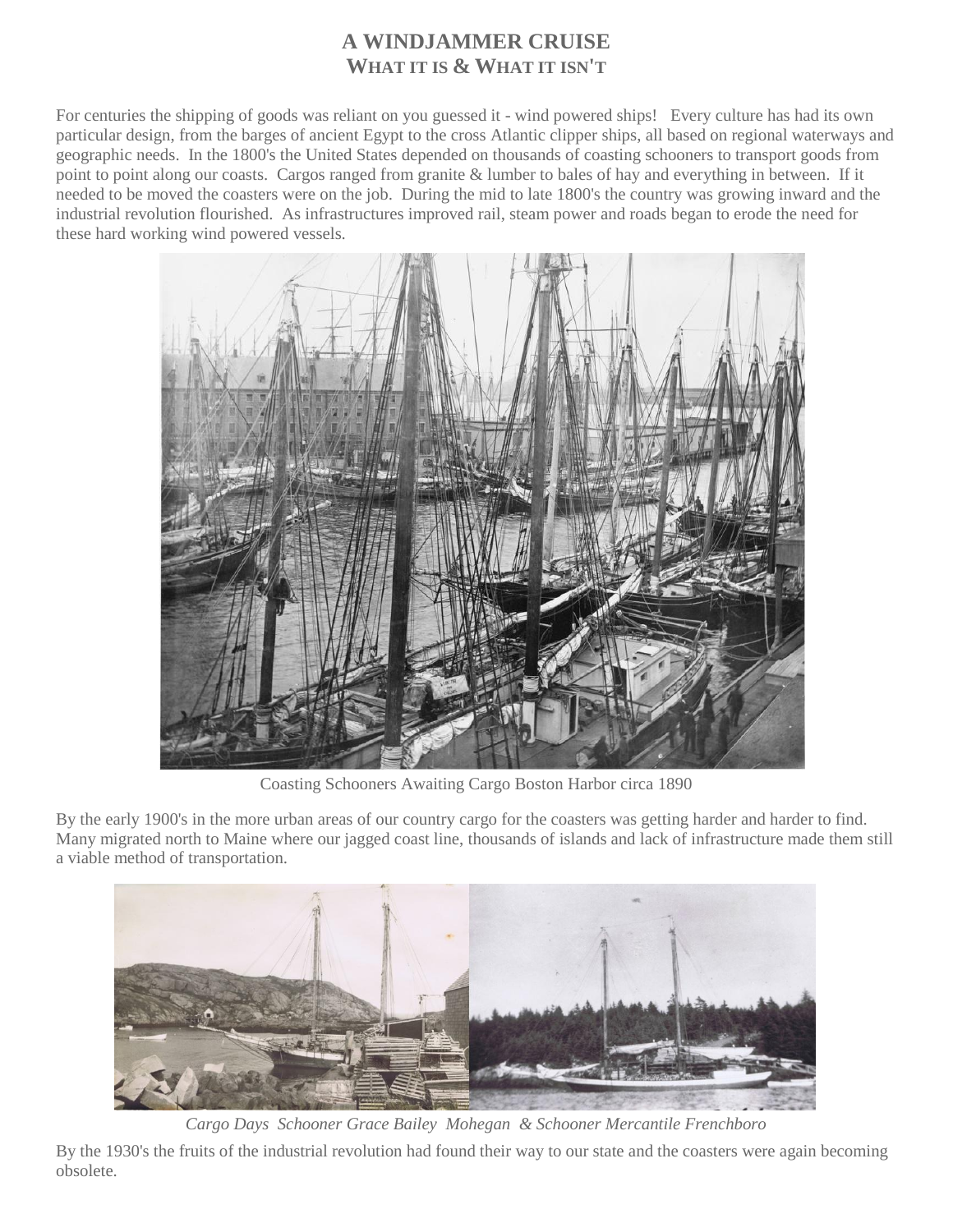# A WINDJAMMER CRUISE
## WHAT IT IS & WHAT IT ISN'T

For centuries the shipping of goods was reliant on you guessed it - wind powered ships! Every culture has had its own particular design, from the barges of ancient Egypt to the cross Atlantic clipper ships, all based on regional waterways and geographic needs. In the 1800's the United States depended on thousands of coasting schooners to transport goods from point to point along our coasts. Cargos ranged from granite & lumber to bales of hay and everything in between. If it needed to be moved the coasters were on the job. During the mid to late 1800's the country was growing inward and the industrial revolution flourished. As infrastructures improved rail, steam power and roads began to erode the need for these hard working wind powered vessels.

Coasting Schooners Awaiting Cargo Boston Harbor circa 1890

By the early 1900's in the more urban areas of our country cargo for the coasters was getting harder and harder to find. Many migrated north to Maine where our jagged coast line, thousands of islands and lack of infrastructure made them still a viable method of transportation.

*Cargo Days Schooner Grace Bailey Mohegan & Schooner Mercantile Frenchboro*

By the 1930's the fruits of the industrial revolution had found their way to our state and the coasters were again becoming obsolete.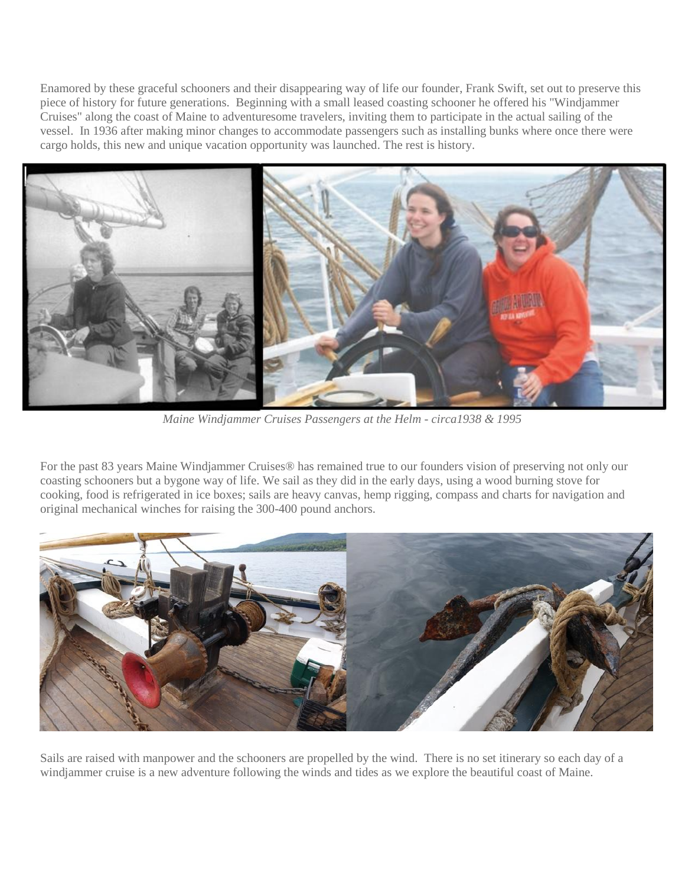Enamored by these graceful schooners and their disappearing way of life our founder, Frank Swift, set out to preserve this piece of history for future generations. Beginning with a small leased coasting schooner he offered his "Windjammer Cruises" along the coast of Maine to adventuresome travelers, inviting them to participate in the actual sailing of the vessel. In 1936 after making minor changes to accommodate passengers such as installing bunks where once there were cargo holds, this new and unique vacation opportunity was launched. The rest is history.

*Maine Windjammer Cruises Passengers at the Helm - circa1938 & 1995*

For the past 83 years Maine Windjammer Cruises® has remained true to our founders vision of preserving not only our coasting schooners but a bygone way of life. We sail as they did in the early days, using a wood burning stove for cooking, food is refrigerated in ice boxes; sails are heavy canvas, hemp rigging, compass and charts for navigation and original mechanical winches for raising the 300-400 pound anchors.

Sails are raised with manpower and the schooners are propelled by the wind. There is no set itinerary so each day of a windjammer cruise is a new adventure following the winds and tides as we explore the beautiful coast of Maine.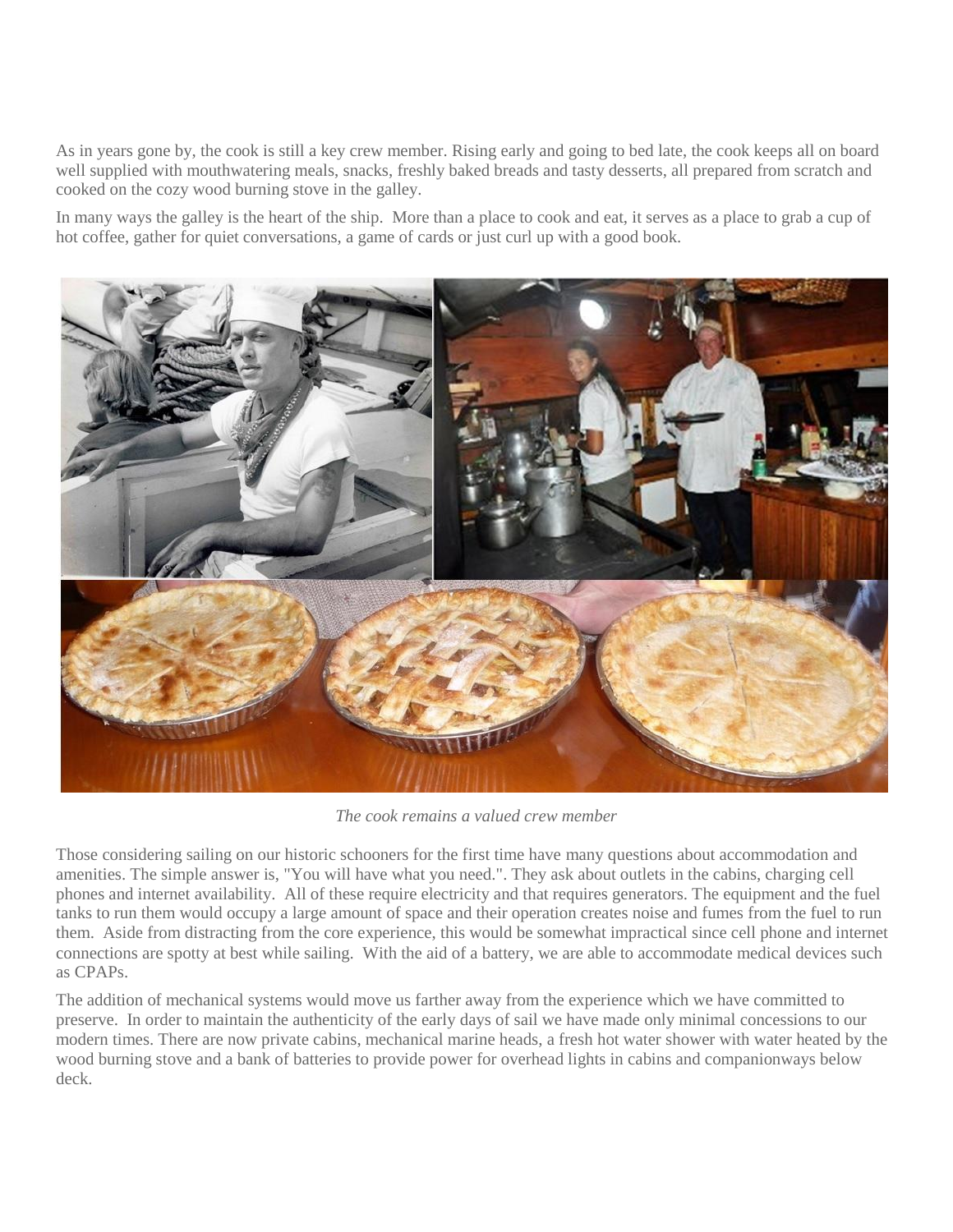As in years gone by, the cook is still a key crew member. Rising early and going to bed late, the cook keeps all on board well supplied with mouthwatering meals, snacks, freshly baked breads and tasty desserts, all prepared from scratch and cooked on the cozy wood burning stove in the galley.

In many ways the galley is the heart of the ship. More than a place to cook and eat, it serves as a place to grab a cup of hot coffee, gather for quiet conversations, a game of cards or just curl up with a good book.

*The cook remains a valued crew member*

Those considering sailing on our historic schooners for the first time have many questions about accommodation and amenities. The simple answer is, "You will have what you need.". They ask about outlets in the cabins, charging cell phones and internet availability. All of these require electricity and that requires generators. The equipment and the fuel tanks to run them would occupy a large amount of space and their operation creates noise and fumes from the fuel to run them. Aside from distracting from the core experience, this would be somewhat impractical since cell phone and internet connections are spotty at best while sailing. With the aid of a battery, we are able to accommodate medical devices such as CPAPs.

The addition of mechanical systems would move us farther away from the experience which we have committed to preserve. In order to maintain the authenticity of the early days of sail we have made only minimal concessions to our modern times. There are now private cabins, mechanical marine heads, a fresh hot water shower with water heated by the wood burning stove and a bank of batteries to provide power for overhead lights in cabins and companionways below deck.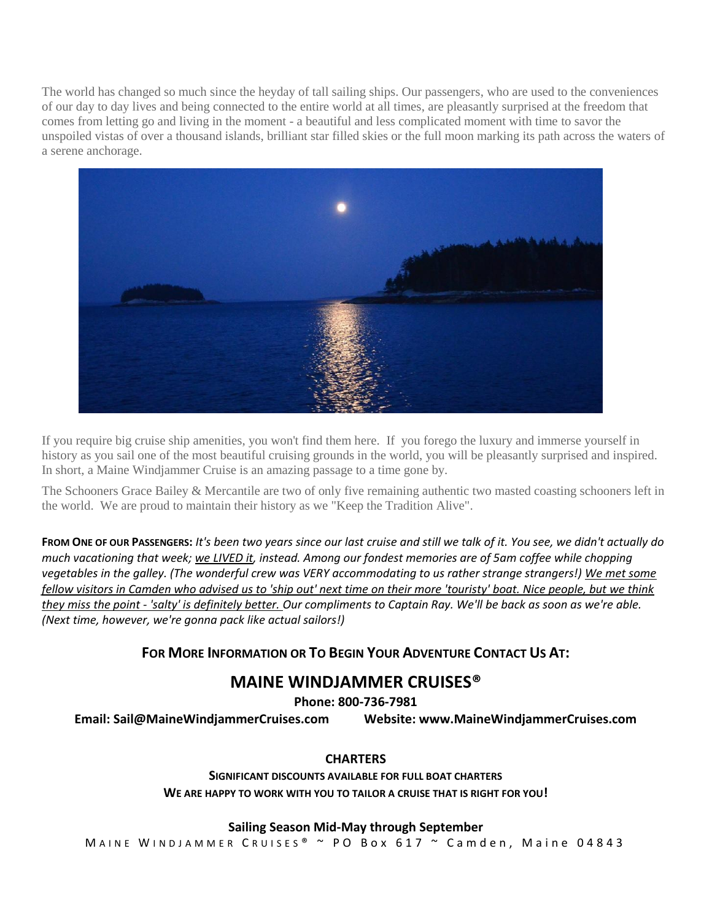The world has changed so much since the heyday of tall sailing ships. Our passengers, who are used to the conveniences of our day to day lives and being connected to the entire world at all times, are pleasantly surprised at the freedom that comes from letting go and living in the moment - a beautiful and less complicated moment with time to savor the unspoiled vistas of over a thousand islands, brilliant star filled skies or the full moon marking its path across the waters of a serene anchorage.

If you require big cruise ship amenities, you won't find them here. If you forego the luxury and immerse yourself in history as you sail one of the most beautiful cruising grounds in the world, you will be pleasantly surprised and inspired. In short, a Maine Windjammer Cruise is an amazing passage to a time gone by.

The Schooners Grace Bailey & Mercantile are two of only five remaining authentic two masted coasting schooners left in the world. We are proud to maintain their history as we "Keep the Tradition Alive".

**FROM ONE OF OUR PASSENGERS:** *It's been two years since our last cruise and still we talk of it. You see, we didn't actually do much vacationing that week; we LIVED it, instead. Among our fondest memories are of 5am coffee while chopping vegetables in the galley. (The wonderful crew was VERY accommodating to us rather strange strangers!) We met some fellow visitors in Camden who advised us to 'ship out' next time on their more 'touristy' boat. Nice people, but we think they miss the point - 'salty' is definitely better. Our compliments to Captain Ray. We'll be back as soon as we're able. (Next time, however, we're gonna pack like actual sailors!)*

**FOR MORE INFORMATION OR TO BEGIN YOUR ADVENTURE CONTACT US AT:**

## MAINE WINDJAMMER CRUISES®

**Phone: 800-736-7981**

**Email: Sail@MaineWindjammerCruises.com**  **Website: www.MaineWindjammerCruises.com**

### CHARTERS

**SIGNIFICANT DISCOUNTS AVAILABLE FOR FULL BOAT CHARTERS**

**WE ARE HAPPY TO WORK WITH YOU TO TAILOR A CRUISE THAT IS RIGHT FOR YOU!**

**Sailing Season Mid-May through September**

MAINE WINDJAMMER CRUISES® ~ PO Box 617 ~ Camden, Maine 04843